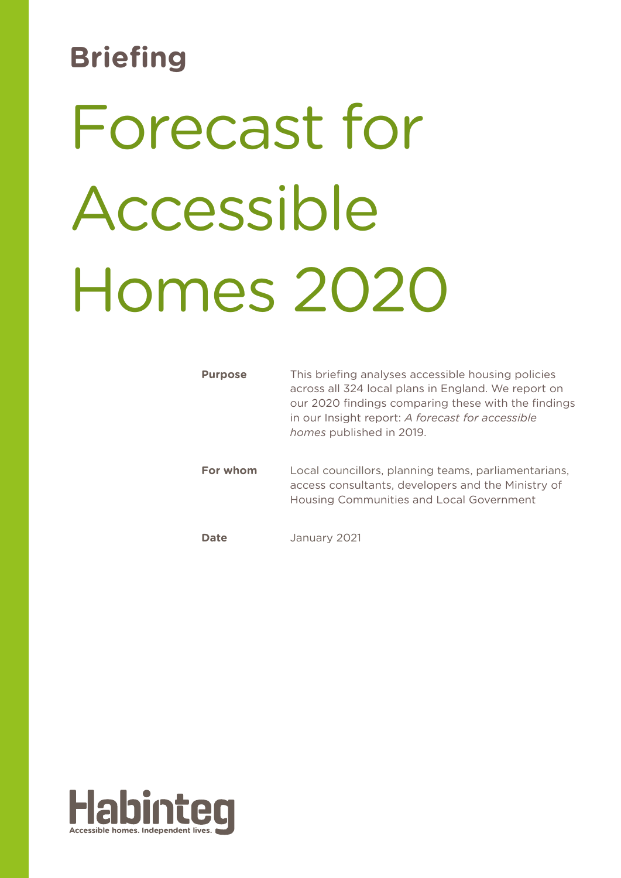**Briefing**

# Forecast for Accessible Homes 2020

| | |
|---|---|
| **Purpose** | This briefing analyses accessible housing policies across all 324 local plans in England. We report on our 2020 findings comparing these with the findings in our Insight report: *A forecast for accessible homes* published in 2019. |
| **For whom** | Local councillors, planning teams, parliamentarians, access consultants, developers and the Ministry of Housing Communities and Local Government |
| **Date** | January 2021 |

Habinteg

Accessible homes. Independent lives.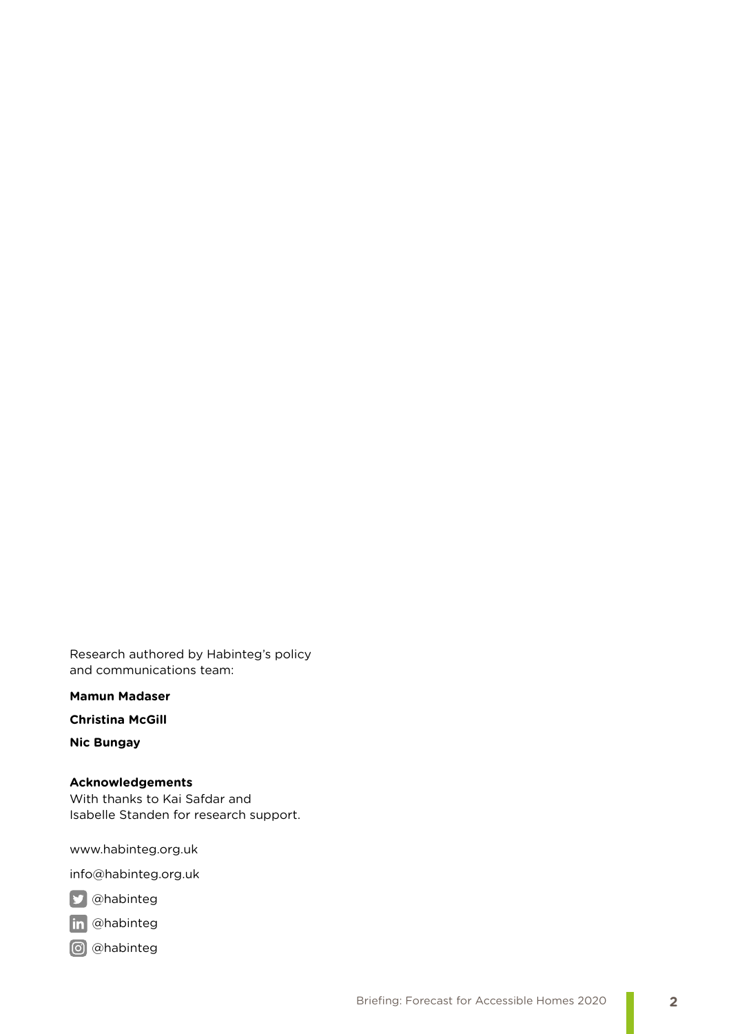Research authored by Habinteg's policy and communications team:

**Mamun Madaser**

**Christina McGill**

**Nic Bungay**

**Acknowledgements**

With thanks to Kai Safdar and Isabelle Standen for research support.

www.habinteg.org.uk

info@habinteg.org.uk

@habinteg

@habinteg

@habinteg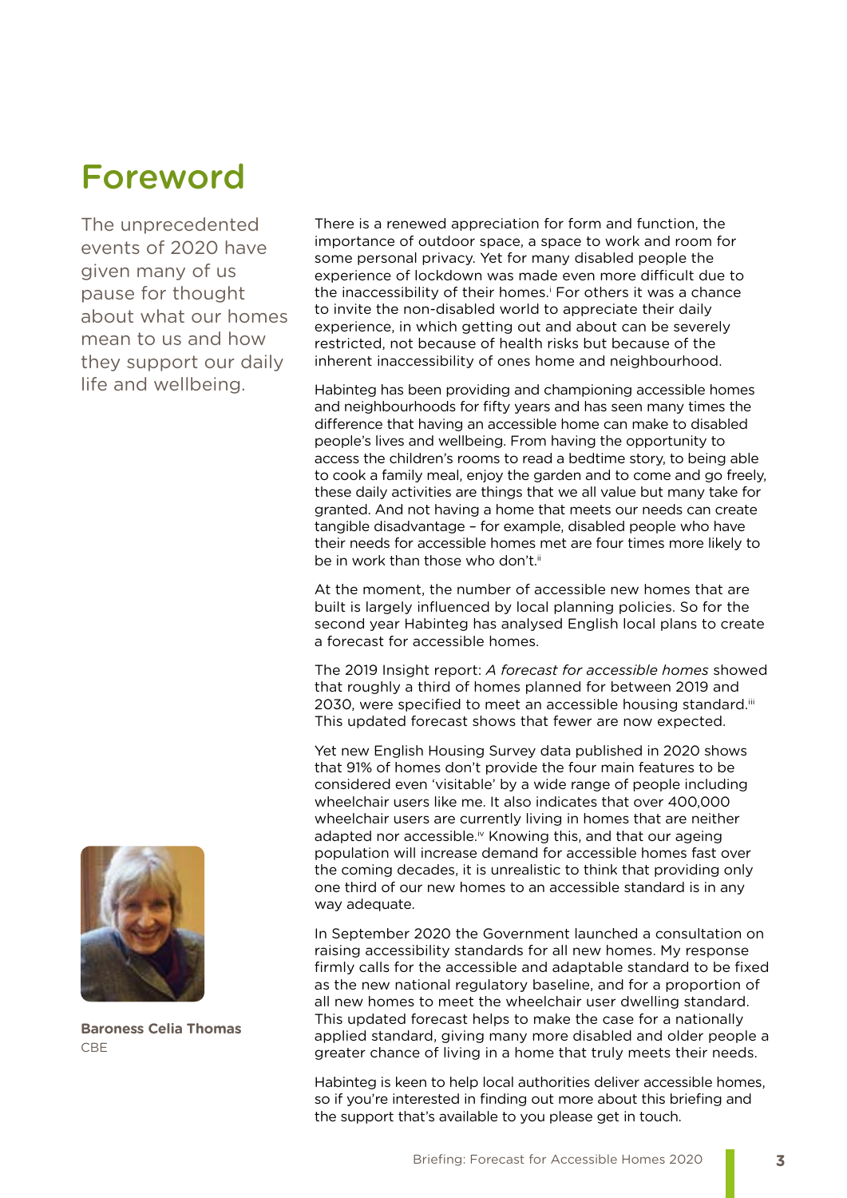# Foreword

The unprecedented events of 2020 have given many of us pause for thought about what our homes mean to us and how they support our daily life and wellbeing.

There is a renewed appreciation for form and function, the importance of outdoor space, a space to work and room for some personal privacy. Yet for many disabled people the experience of lockdown was made even more difficult due to the inaccessibility of their homes.[i] For others it was a chance to invite the non-disabled world to appreciate their daily experience, in which getting out and about can be severely restricted, not because of health risks but because of the inherent inaccessibility of ones home and neighbourhood.

Habinteg has been providing and championing accessible homes and neighbourhoods for fifty years and has seen many times the difference that having an accessible home can make to disabled people's lives and wellbeing. From having the opportunity to access the children's rooms to read a bedtime story, to being able to cook a family meal, enjoy the garden and to come and go freely, these daily activities are things that we all value but many take for granted. And not having a home that meets our needs can create tangible disadvantage – for example, disabled people who have their needs for accessible homes met are four times more likely to be in work than those who don't.[ii]

At the moment, the number of accessible new homes that are built is largely influenced by local planning policies. So for the second year Habinteg has analysed English local plans to create a forecast for accessible homes.

The 2019 Insight report: *A forecast for accessible homes* showed that roughly a third of homes planned for between 2019 and 2030, were specified to meet an accessible housing standard.[iii] This updated forecast shows that fewer are now expected.

Yet new English Housing Survey data published in 2020 shows that 91% of homes don't provide the four main features to be considered even 'visitable' by a wide range of people including wheelchair users like me. It also indicates that over 400,000 wheelchair users are currently living in homes that are neither adapted nor accessible.[iv] Knowing this, and that our ageing population will increase demand for accessible homes fast over the coming decades, it is unrealistic to think that providing only one third of our new homes to an accessible standard is in any way adequate.

In September 2020 the Government launched a consultation on raising accessibility standards for all new homes. My response firmly calls for the accessible and adaptable standard to be fixed as the new national regulatory baseline, and for a proportion of all new homes to meet the wheelchair user dwelling standard. This updated forecast helps to make the case for a nationally applied standard, giving many more disabled and older people a greater chance of living in a home that truly meets their needs.

Habinteg is keen to help local authorities deliver accessible homes, so if you're interested in finding out more about this briefing and the support that's available to you please get in touch.

**Baroness Celia Thomas**
CBE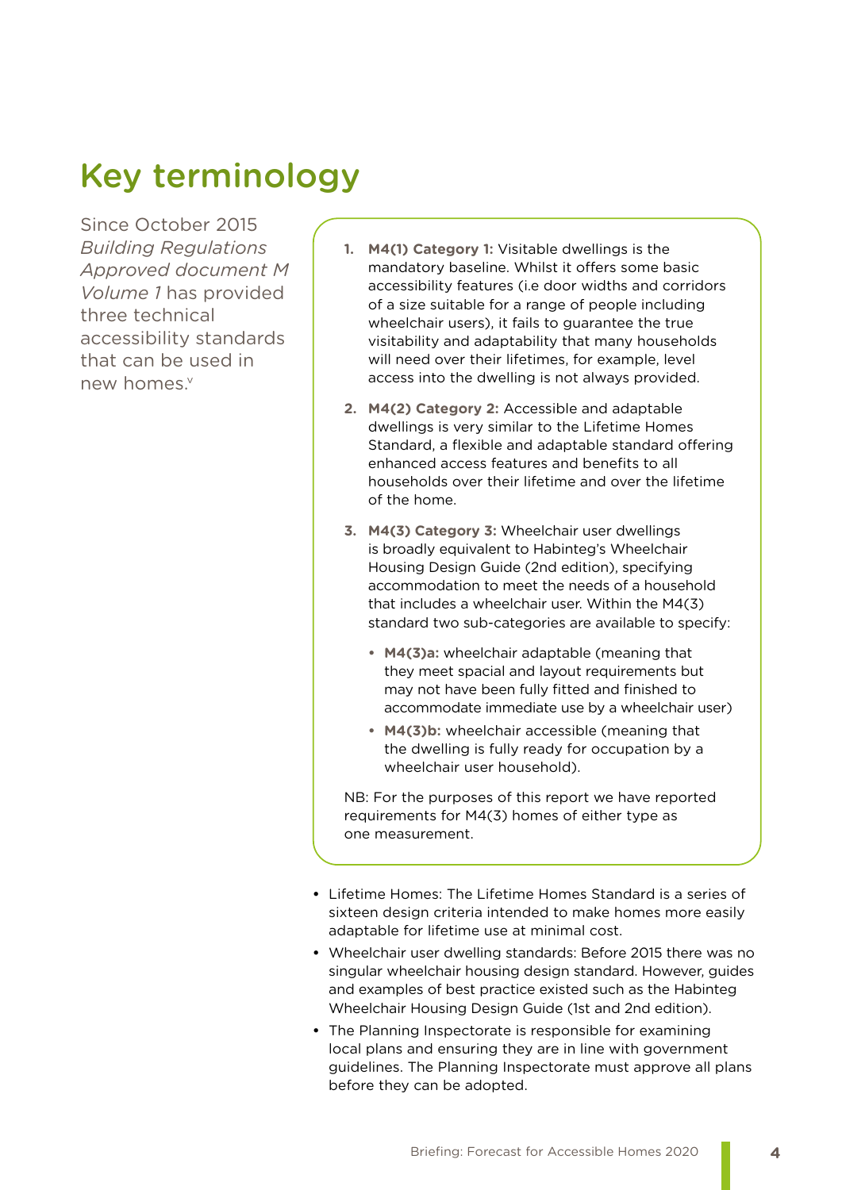# Key terminology

Since October 2015 *Building Regulations Approved document M Volume 1* has provided three technical accessibility standards that can be used in new homes.[v]

1. **M4(1) Category 1:** Visitable dwellings is the mandatory baseline. Whilst it offers some basic accessibility features (i.e door widths and corridors of a size suitable for a range of people including wheelchair users), it fails to guarantee the true visitability and adaptability that many households will need over their lifetimes, for example, level access into the dwelling is not always provided.
2. **M4(2) Category 2:** Accessible and adaptable dwellings is very similar to the Lifetime Homes Standard, a flexible and adaptable standard offering enhanced access features and benefits to all households over their lifetime and over the lifetime of the home.
3. **M4(3) Category 3:** Wheelchair user dwellings is broadly equivalent to Habinteg's Wheelchair Housing Design Guide (2nd edition), specifying accommodation to meet the needs of a household that includes a wheelchair user. Within the M4(3) standard two sub-categories are available to specify:
   - **M4(3)a:** wheelchair adaptable (meaning that they meet spacial and layout requirements but may not have been fully fitted and finished to accommodate immediate use by a wheelchair user)
   - **M4(3)b:** wheelchair accessible (meaning that the dwelling is fully ready for occupation by a wheelchair user household).

NB: For the purposes of this report we have reported requirements for M4(3) homes of either type as one measurement.

- Lifetime Homes: The Lifetime Homes Standard is a series of sixteen design criteria intended to make homes more easily adaptable for lifetime use at minimal cost.
- Wheelchair user dwelling standards: Before 2015 there was no singular wheelchair housing design standard. However, guides and examples of best practice existed such as the Habinteg Wheelchair Housing Design Guide (1st and 2nd edition).
- The Planning Inspectorate is responsible for examining local plans and ensuring they are in line with government guidelines. The Planning Inspectorate must approve all plans before they can be adopted.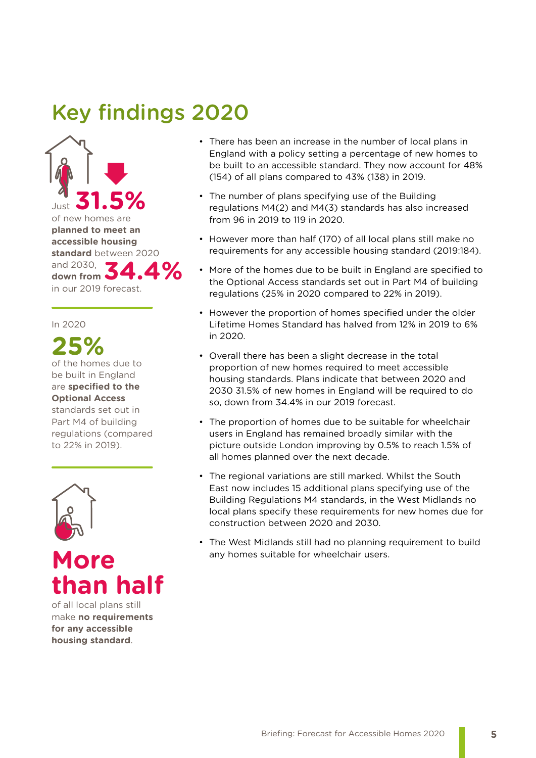# Key findings 2020

Just **31.5%** of new homes are **planned to meet an accessible housing standard** between 2020 and 2030, **down from 34.4%** in our 2019 forecast.

In 2020

**25%**

of the homes due to be built in England are **specified to the Optional Access** standards set out in Part M4 of building regulations (compared to 22% in 2019).

**More than half**

of all local plans still make **no requirements for any accessible housing standard**.

- There has been an increase in the number of local plans in England with a policy setting a percentage of new homes to be built to an accessible standard. They now account for 48% (154) of all plans compared to 43% (138) in 2019.
- The number of plans specifying use of the Building regulations M4(2) and M4(3) standards has also increased from 96 in 2019 to 119 in 2020.
- However more than half (170) of all local plans still make no requirements for any accessible housing standard (2019:184).
- More of the homes due to be built in England are specified to the Optional Access standards set out in Part M4 of building regulations (25% in 2020 compared to 22% in 2019).
- However the proportion of homes specified under the older Lifetime Homes Standard has halved from 12% in 2019 to 6% in 2020.
- Overall there has been a slight decrease in the total proportion of new homes required to meet accessible housing standards. Plans indicate that between 2020 and 2030 31.5% of new homes in England will be required to do so, down from 34.4% in our 2019 forecast.
- The proportion of homes due to be suitable for wheelchair users in England has remained broadly similar with the picture outside London improving by 0.5% to reach 1.5% of all homes planned over the next decade.
- The regional variations are still marked. Whilst the South East now includes 15 additional plans specifying use of the Building Regulations M4 standards, in the West Midlands no local plans specify these requirements for new homes due for construction between 2020 and 2030.
- The West Midlands still had no planning requirement to build any homes suitable for wheelchair users.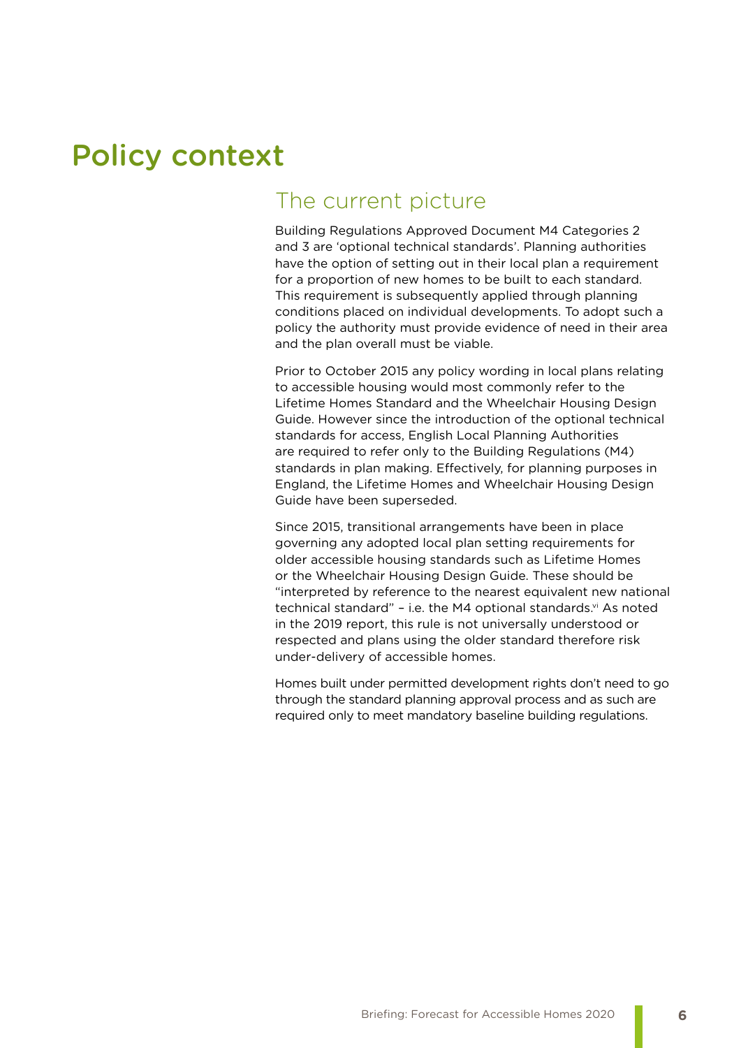# Policy context

## The current picture

Building Regulations Approved Document M4 Categories 2 and 3 are 'optional technical standards'. Planning authorities have the option of setting out in their local plan a requirement for a proportion of new homes to be built to each standard. This requirement is subsequently applied through planning conditions placed on individual developments. To adopt such a policy the authority must provide evidence of need in their area and the plan overall must be viable.

Prior to October 2015 any policy wording in local plans relating to accessible housing would most commonly refer to the Lifetime Homes Standard and the Wheelchair Housing Design Guide. However since the introduction of the optional technical standards for access, English Local Planning Authorities are required to refer only to the Building Regulations (M4) standards in plan making. Effectively, for planning purposes in England, the Lifetime Homes and Wheelchair Housing Design Guide have been superseded.

Since 2015, transitional arrangements have been in place governing any adopted local plan setting requirements for older accessible housing standards such as Lifetime Homes or the Wheelchair Housing Design Guide. These should be "interpreted by reference to the nearest equivalent new national technical standard" – i.e. the M4 optional standards.[vi] As noted in the 2019 report, this rule is not universally understood or respected and plans using the older standard therefore risk under-delivery of accessible homes.

Homes built under permitted development rights don't need to go through the standard planning approval process and as such are required only to meet mandatory baseline building regulations.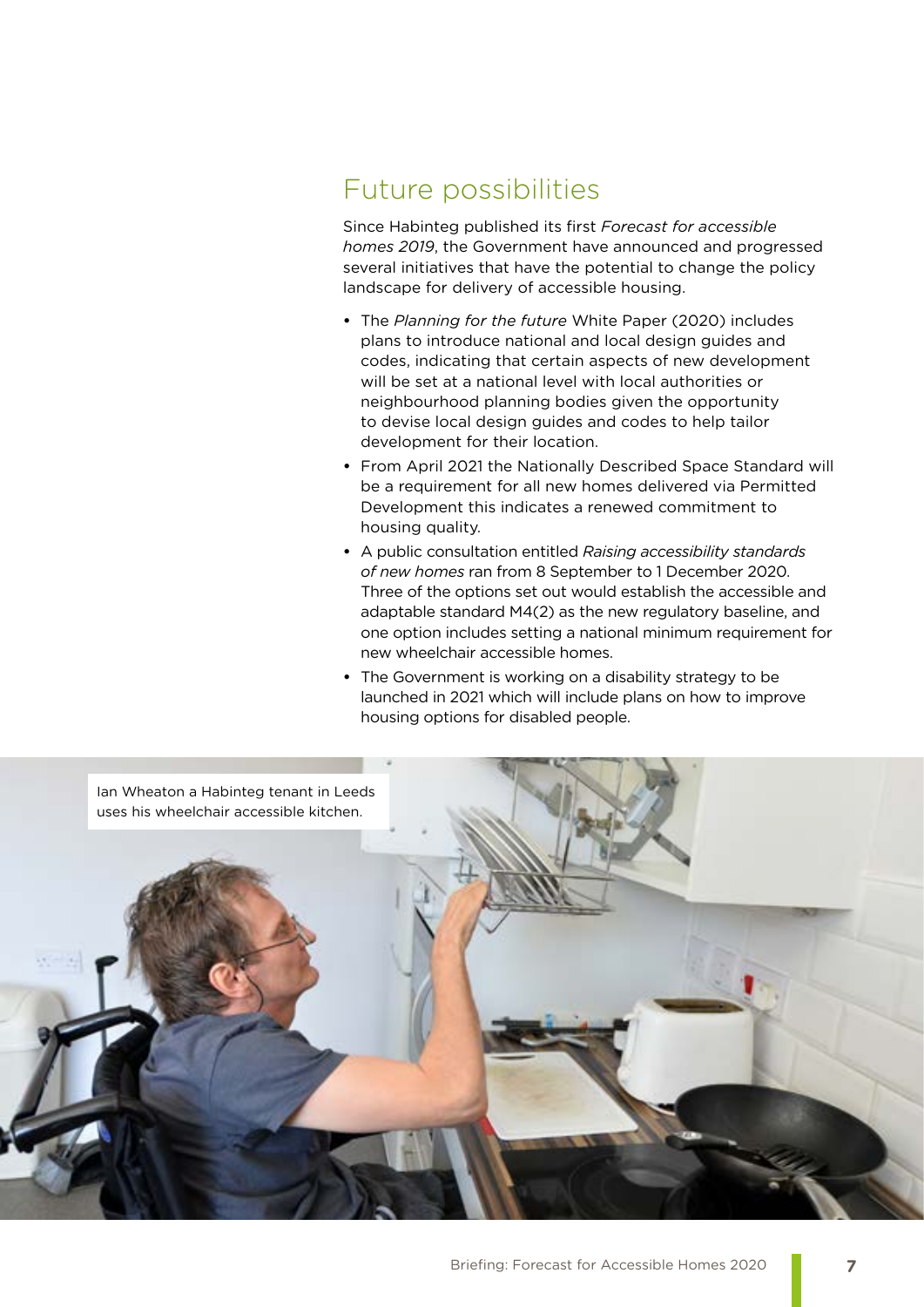## Future possibilities

Since Habinteg published its first *Forecast for accessible homes 2019*, the Government have announced and progressed several initiatives that have the potential to change the policy landscape for delivery of accessible housing.

- The *Planning for the future* White Paper (2020) includes plans to introduce national and local design guides and codes, indicating that certain aspects of new development will be set at a national level with local authorities or neighbourhood planning bodies given the opportunity to devise local design guides and codes to help tailor development for their location.
- From April 2021 the Nationally Described Space Standard will be a requirement for all new homes delivered via Permitted Development this indicates a renewed commitment to housing quality.
- A public consultation entitled *Raising accessibility standards of new homes* ran from 8 September to 1 December 2020. Three of the options set out would establish the accessible and adaptable standard M4(2) as the new regulatory baseline, and one option includes setting a national minimum requirement for new wheelchair accessible homes.
- The Government is working on a disability strategy to be launched in 2021 which will include plans on how to improve housing options for disabled people.

Ian Wheaton a Habinteg tenant in Leeds uses his wheelchair accessible kitchen.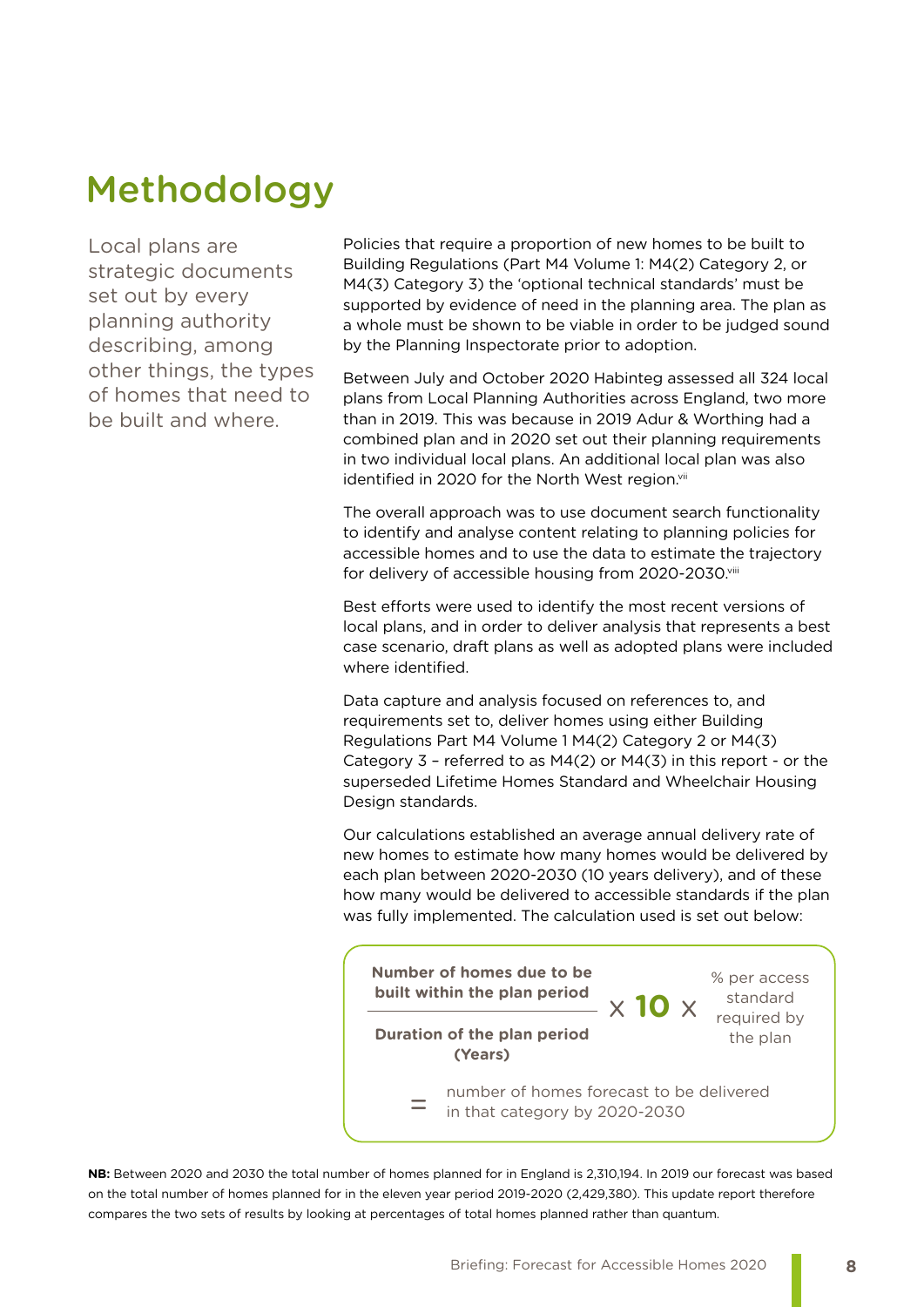# Methodology

Local plans are strategic documents set out by every planning authority describing, among other things, the types of homes that need to be built and where.

Policies that require a proportion of new homes to be built to Building Regulations (Part M4 Volume 1: M4(2) Category 2, or M4(3) Category 3) the 'optional technical standards' must be supported by evidence of need in the planning area. The plan as a whole must be shown to be viable in order to be judged sound by the Planning Inspectorate prior to adoption.

Between July and October 2020 Habinteg assessed all 324 local plans from Local Planning Authorities across England, two more than in 2019. This was because in 2019 Adur & Worthing had a combined plan and in 2020 set out their planning requirements in two individual local plans. An additional local plan was also identified in 2020 for the North West region.[vii]

The overall approach was to use document search functionality to identify and analyse content relating to planning policies for accessible homes and to use the data to estimate the trajectory for delivery of accessible housing from 2020-2030.[viii]

Best efforts were used to identify the most recent versions of local plans, and in order to deliver analysis that represents a best case scenario, draft plans as well as adopted plans were included where identified.

Data capture and analysis focused on references to, and requirements set to, deliver homes using either Building Regulations Part M4 Volume 1 M4(2) Category 2 or M4(3) Category 3 – referred to as M4(2) or M4(3) in this report - or the superseded Lifetime Homes Standard and Wheelchair Housing Design standards.

Our calculations established an average annual delivery rate of new homes to estimate how many homes would be delivered by each plan between 2020-2030 (10 years delivery), and of these how many would be delivered to accessible standards if the plan was fully implemented. The calculation used is set out below:

$$\frac{\textbf{Number of homes due to be built within the plan period}}{\textbf{Duration of the plan period (Years)}} \times \mathbf{10} \times \text{\% per access standard required by the plan}$$

= number of homes forecast to be delivered in that category by 2020-2030

**NB:** Between 2020 and 2030 the total number of homes planned for in England is 2,310,194. In 2019 our forecast was based on the total number of homes planned for in the eleven year period 2019-2020 (2,429,380). This update report therefore compares the two sets of results by looking at percentages of total homes planned rather than quantum.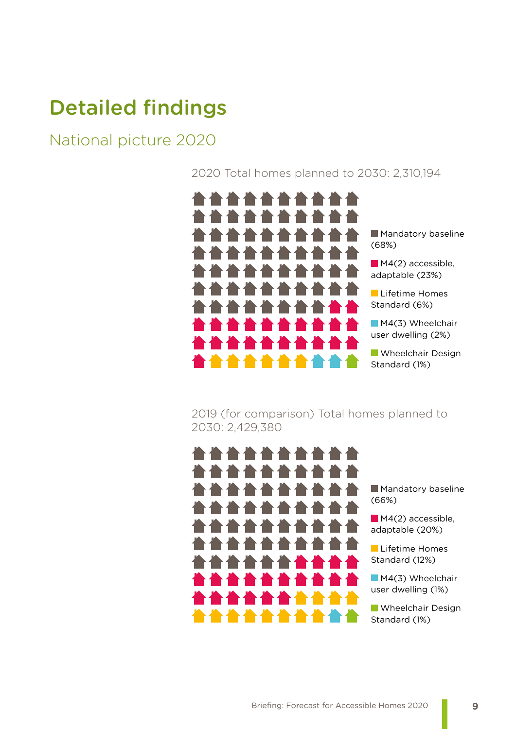# Detailed findings

## National picture 2020

2020 Total homes planned to 2030: 2,310,194

- Mandatory baseline (68%)
- M4(2) accessible, adaptable (23%)
- Lifetime Homes Standard (6%)
- M4(3) Wheelchair user dwelling (2%)
- Wheelchair Design Standard (1%)

2019 (for comparison) Total homes planned to 2030: 2,429,380

- Mandatory baseline (66%)
- M4(2) accessible, adaptable (20%)
- Lifetime Homes Standard (12%)
- M4(3) Wheelchair user dwelling (1%)
- Wheelchair Design Standard (1%)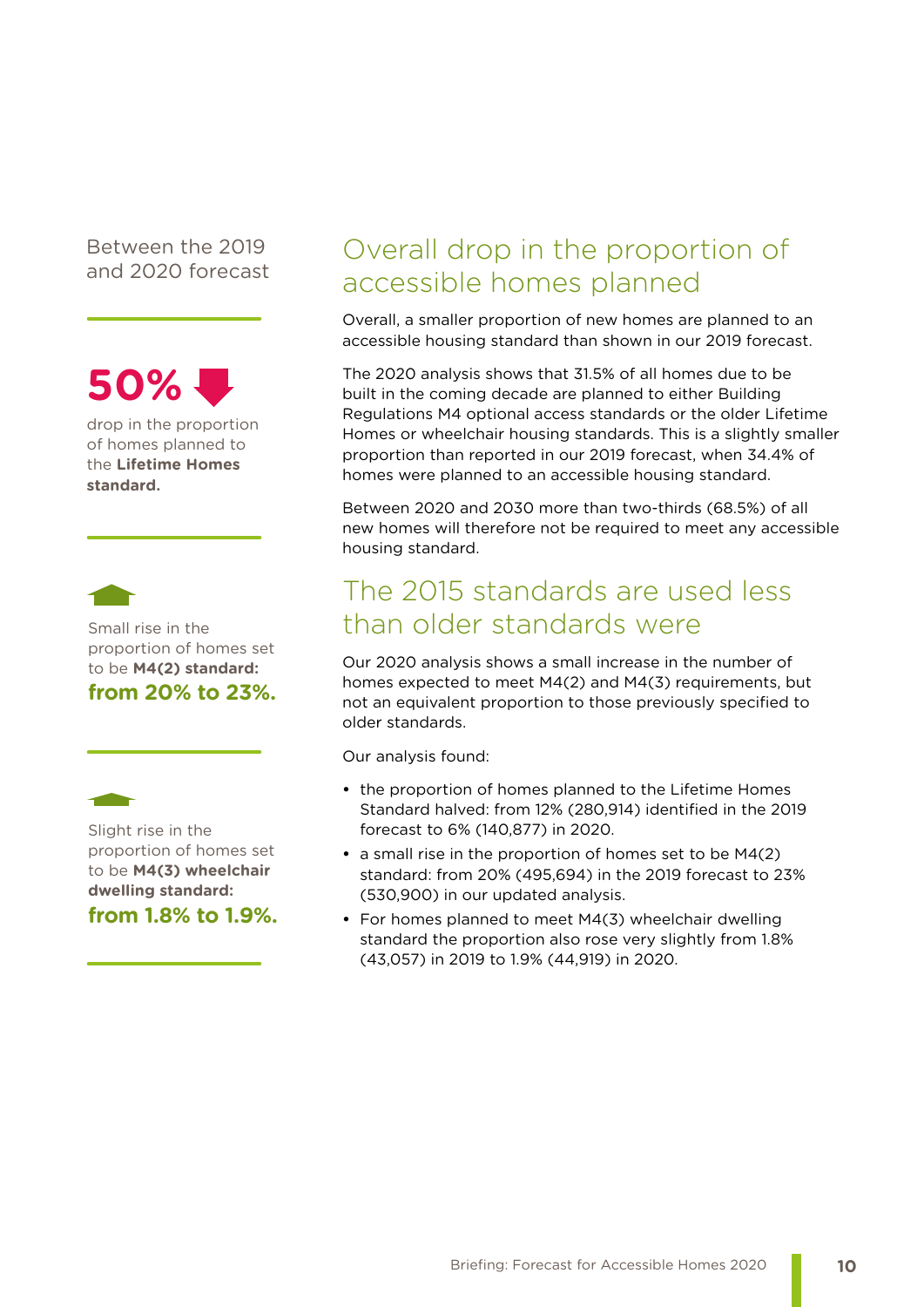Between the 2019 and 2020 forecast

**50%** ⬇

drop in the proportion of homes planned to the **Lifetime Homes standard.**

Small rise in the proportion of homes set to be **M4(2) standard:**

**from 20% to 23%.**

Slight rise in the proportion of homes set to be **M4(3) wheelchair dwelling standard:**

**from 1.8% to 1.9%.**

## Overall drop in the proportion of accessible homes planned

Overall, a smaller proportion of new homes are planned to an accessible housing standard than shown in our 2019 forecast.

The 2020 analysis shows that 31.5% of all homes due to be built in the coming decade are planned to either Building Regulations M4 optional access standards or the older Lifetime Homes or wheelchair housing standards. This is a slightly smaller proportion than reported in our 2019 forecast, when 34.4% of homes were planned to an accessible housing standard.

Between 2020 and 2030 more than two-thirds (68.5%) of all new homes will therefore not be required to meet any accessible housing standard.

## The 2015 standards are used less than older standards were

Our 2020 analysis shows a small increase in the number of homes expected to meet M4(2) and M4(3) requirements, but not an equivalent proportion to those previously specified to older standards.

Our analysis found:

- the proportion of homes planned to the Lifetime Homes Standard halved: from 12% (280,914) identified in the 2019 forecast to 6% (140,877) in 2020.
- a small rise in the proportion of homes set to be M4(2) standard: from 20% (495,694) in the 2019 forecast to 23% (530,900) in our updated analysis.
- For homes planned to meet M4(3) wheelchair dwelling standard the proportion also rose very slightly from 1.8% (43,057) in 2019 to 1.9% (44,919) in 2020.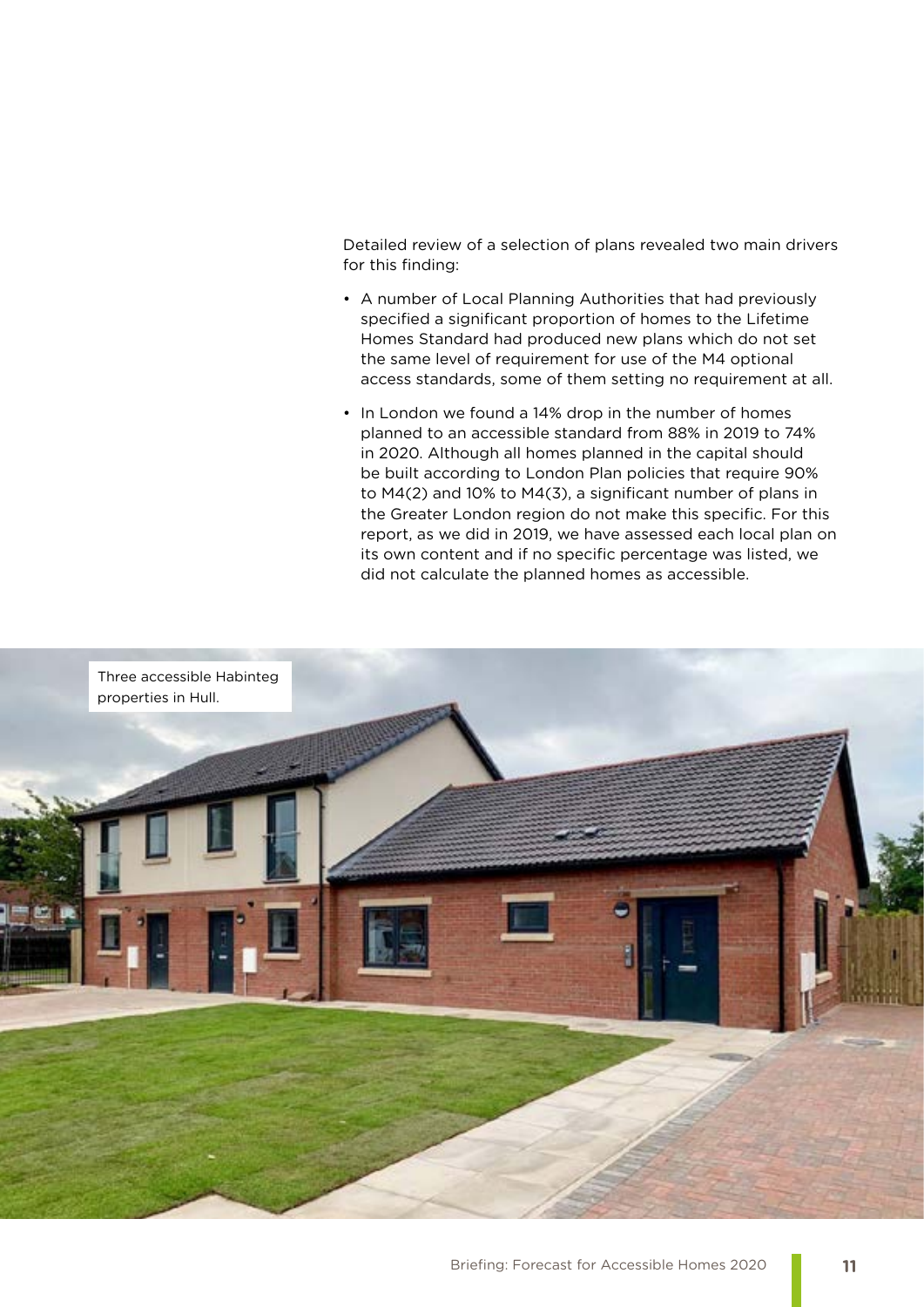Detailed review of a selection of plans revealed two main drivers for this finding:

- A number of Local Planning Authorities that had previously specified a significant proportion of homes to the Lifetime Homes Standard had produced new plans which do not set the same level of requirement for use of the M4 optional access standards, some of them setting no requirement at all.
- In London we found a 14% drop in the number of homes planned to an accessible standard from 88% in 2019 to 74% in 2020. Although all homes planned in the capital should be built according to London Plan policies that require 90% to M4(2) and 10% to M4(3), a significant number of plans in the Greater London region do not make this specific. For this report, as we did in 2019, we have assessed each local plan on its own content and if no specific percentage was listed, we did not calculate the planned homes as accessible.

Three accessible Habinteg properties in Hull.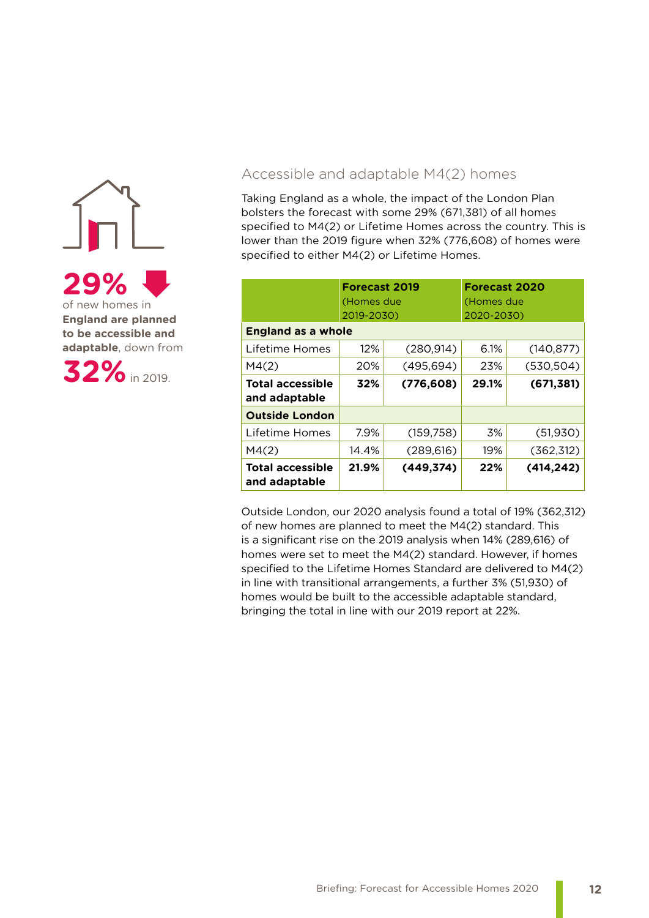**29%** of new homes in **England are planned to be accessible and adaptable**, down from **32%** in 2019.

## Accessible and adaptable M4(2) homes

Taking England as a whole, the impact of the London Plan bolsters the forecast with some 29% (671,381) of all homes specified to M4(2) or Lifetime Homes across the country. This is lower than the 2019 figure when 32% (776,608) of homes were specified to either M4(2) or Lifetime Homes.

| | **Forecast 2019** (Homes due 2019-2030) | | **Forecast 2020** (Homes due 2020-2030) | |
|---|---|---|---|---|
| **England as a whole** | | | | |
| Lifetime Homes | 12% | (280,914) | 6.1% | (140,877) |
| M4(2) | 20% | (495,694) | 23% | (530,504) |
| **Total accessible and adaptable** | **32%** | **(776,608)** | **29.1%** | **(671,381)** |
| **Outside London** | | | | |
| Lifetime Homes | 7.9% | (159,758) | 3% | (51,930) |
| M4(2) | 14.4% | (289,616) | 19% | (362,312) |
| **Total accessible and adaptable** | **21.9%** | **(449,374)** | **22%** | **(414,242)** |

Outside London, our 2020 analysis found a total of 19% (362,312) of new homes are planned to meet the M4(2) standard. This is a significant rise on the 2019 analysis when 14% (289,616) of homes were set to meet the M4(2) standard. However, if homes specified to the Lifetime Homes Standard are delivered to M4(2) in line with transitional arrangements, a further 3% (51,930) of homes would be built to the accessible adaptable standard, bringing the total in line with our 2019 report at 22%.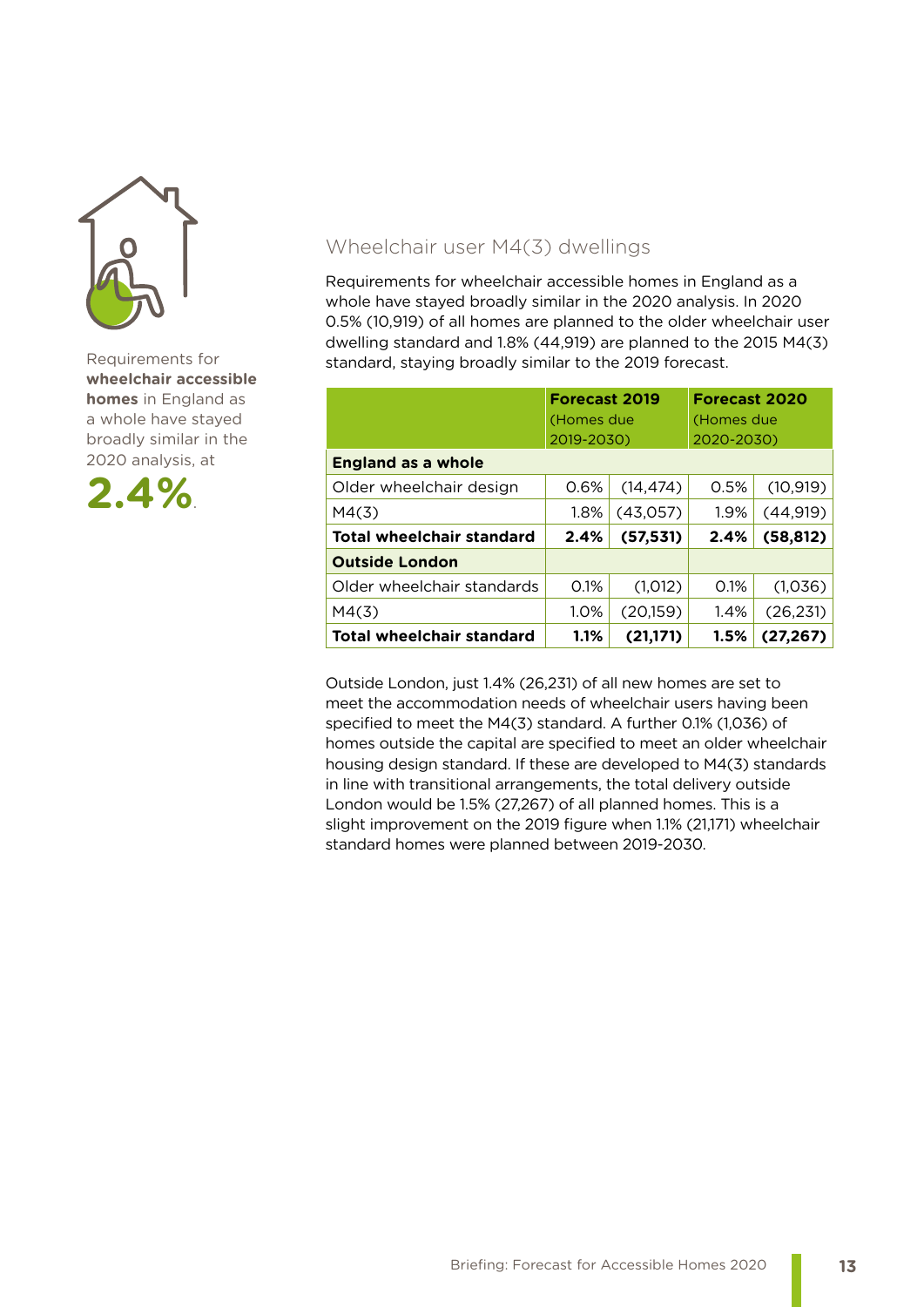Requirements for **wheelchair accessible homes** in England as a whole have stayed broadly similar in the 2020 analysis, at

**2.4%**.

## Wheelchair user M4(3) dwellings

Requirements for wheelchair accessible homes in England as a whole have stayed broadly similar in the 2020 analysis. In 2020 0.5% (10,919) of all homes are planned to the older wheelchair user dwelling standard and 1.8% (44,919) are planned to the 2015 M4(3) standard, staying broadly similar to the 2019 forecast.

| | **Forecast 2019** (Homes due 2019-2030) | | **Forecast 2020** (Homes due 2020-2030) | |
|---|---|---|---|---|
| **England as a whole** | | | | |
| Older wheelchair design | 0.6% | (14,474) | 0.5% | (10,919) |
| M4(3) | 1.8% | (43,057) | 1.9% | (44,919) |
| **Total wheelchair standard** | **2.4%** | **(57,531)** | **2.4%** | **(58,812)** |
| **Outside London** | | | | |
| Older wheelchair standards | 0.1% | (1,012) | 0.1% | (1,036) |
| M4(3) | 1.0% | (20,159) | 1.4% | (26,231) |
| **Total wheelchair standard** | **1.1%** | **(21,171)** | **1.5%** | **(27,267)** |

Outside London, just 1.4% (26,231) of all new homes are set to meet the accommodation needs of wheelchair users having been specified to meet the M4(3) standard. A further 0.1% (1,036) of homes outside the capital are specified to meet an older wheelchair housing design standard. If these are developed to M4(3) standards in line with transitional arrangements, the total delivery outside London would be 1.5% (27,267) of all planned homes. This is a slight improvement on the 2019 figure when 1.1% (21,171) wheelchair standard homes were planned between 2019-2030.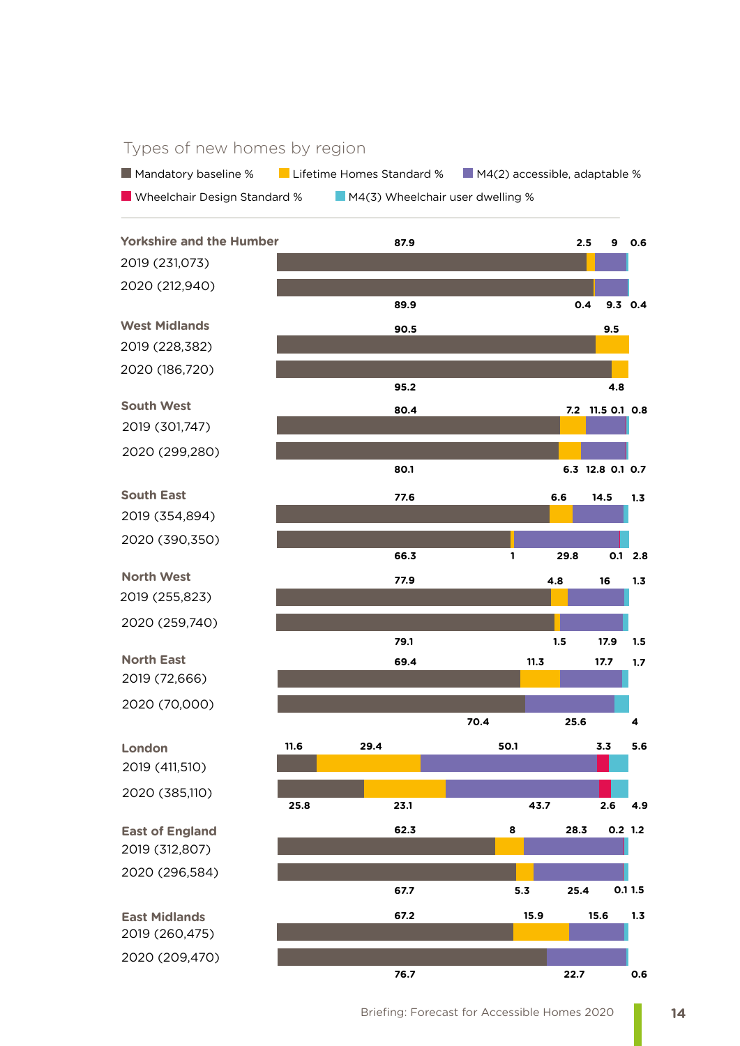## Types of new homes by region

| Region | Year (new homes) | Mandatory baseline % | Lifetime Homes Standard % | M4(2) accessible, adaptable % | Wheelchair Design Standard % | M4(3) Wheelchair user dwelling % |
|---|---|---|---|---|---|---|
| Yorkshire and the Humber | 2019 (231,073) | 87.9 | 2.5 | 9 | | 0.6 |
| | 2020 (212,940) | 89.9 | 0.4 | 9.3 | | 0.4 |
| West Midlands | 2019 (228,382) | 90.5 | 9.5 | | | |
| | 2020 (186,720) | 95.2 | 4.8 | | | |
| South West | 2019 (301,747) | 80.4 | 7.2 | 11.5 | 0.1 | 0.8 |
| | 2020 (299,280) | 80.1 | 6.3 | 12.8 | 0.1 | 0.7 |
| South East | 2019 (354,894) | 77.6 | 6.6 | 14.5 | | 1.3 |
| | 2020 (390,350) | 66.3 | 1 | 29.8 | 0.1 | 2.8 |
| North West | 2019 (255,823) | 77.9 | 4.8 | 16 | | 1.3 |
| | 2020 (259,740) | 79.1 | 1.5 | 17.9 | | 1.5 |
| North East | 2019 (72,666) | 69.4 | 11.3 | 17.7 | | 1.7 |
| | 2020 (70,000) | 70.4 | | 25.6 | | 4 |
| London | 2019 (411,510) | 11.6 | 29.4 | 50.1 | 3.3 | 5.6 |
| | 2020 (385,110) | 25.8 | 23.1 | 43.7 | 2.6 | 4.9 |
| East of England | 2019 (312,807) | 62.3 | 8 | 28.3 | 0.2 | 1.2 |
| | 2020 (296,584) | 67.7 | 5.3 | 25.4 | 0.1 | 1.5 |
| East Midlands | 2019 (260,475) | 67.2 | 15.9 | 15.6 | | 1.3 |
| | 2020 (209,470) | 76.7 | | 22.7 | | 0.6 |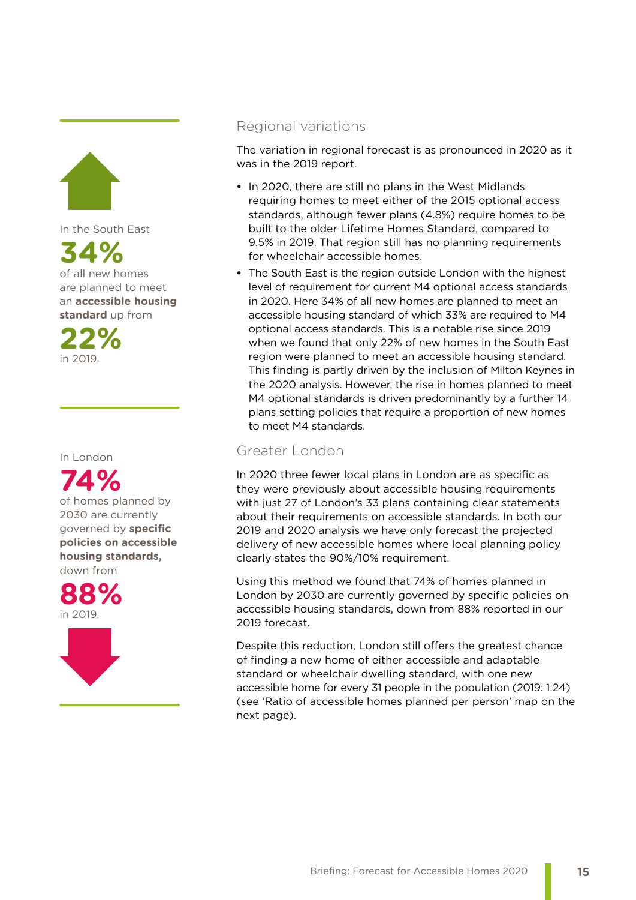In the South East

**34%**

of all new homes are planned to meet an **accessible housing standard** up from

**22%**

in 2019.

In London

**74%**

of homes planned by 2030 are currently governed by **specific policies on accessible housing standards,** down from

**88%**

in 2019.

## Regional variations

The variation in regional forecast is as pronounced in 2020 as it was in the 2019 report.

- In 2020, there are still no plans in the West Midlands requiring homes to meet either of the 2015 optional access standards, although fewer plans (4.8%) require homes to be built to the older Lifetime Homes Standard, compared to 9.5% in 2019. That region still has no planning requirements for wheelchair accessible homes.
- The South East is the region outside London with the highest level of requirement for current M4 optional access standards in 2020. Here 34% of all new homes are planned to meet an accessible housing standard of which 33% are required to M4 optional access standards. This is a notable rise since 2019 when we found that only 22% of new homes in the South East region were planned to meet an accessible housing standard. This finding is partly driven by the inclusion of Milton Keynes in the 2020 analysis. However, the rise in homes planned to meet M4 optional standards is driven predominantly by a further 14 plans setting policies that require a proportion of new homes to meet M4 standards.

## Greater London

In 2020 three fewer local plans in London are as specific as they were previously about accessible housing requirements with just 27 of London's 33 plans containing clear statements about their requirements on accessible standards. In both our 2019 and 2020 analysis we have only forecast the projected delivery of new accessible homes where local planning policy clearly states the 90%/10% requirement.

Using this method we found that 74% of homes planned in London by 2030 are currently governed by specific policies on accessible housing standards, down from 88% reported in our 2019 forecast.

Despite this reduction, London still offers the greatest chance of finding a new home of either accessible and adaptable standard or wheelchair dwelling standard, with one new accessible home for every 31 people in the population (2019: 1:24) (see 'Ratio of accessible homes planned per person' map on the next page).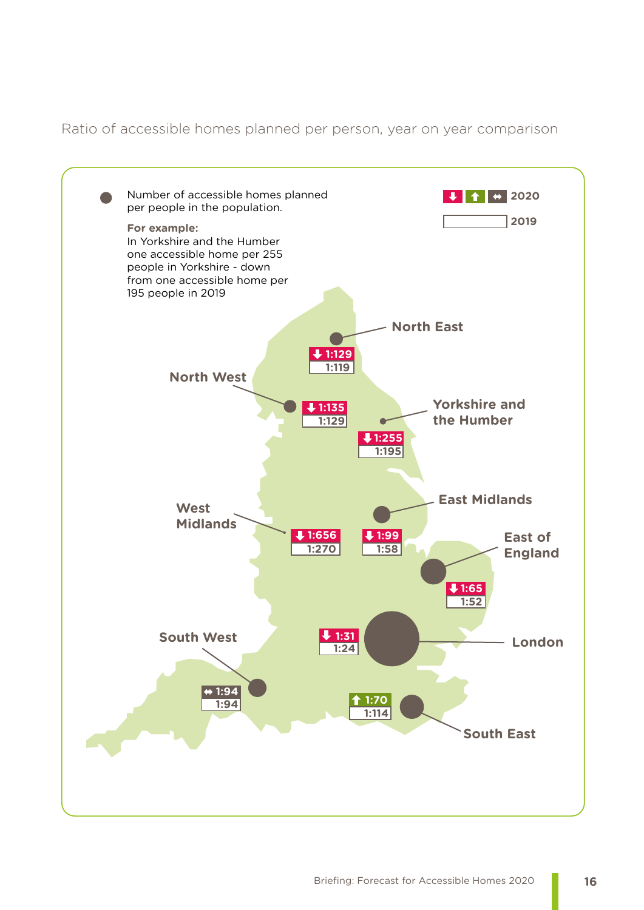Ratio of accessible homes planned per person, year on year comparison

Number of accessible homes planned per people in the population.

**For example:**
In Yorkshire and the Humber one accessible home per 255 people in Yorkshire - down from one accessible home per 195 people in 2019

| Region | 2020 | 2019 |
|---|---|---|
| North East | ↓ 1:129 | 1:119 |
| North West | ↓ 1:135 | 1:129 |
| Yorkshire and the Humber | ↓ 1:255 | 1:195 |
| East Midlands | ↓ 1:99 | 1:58 |
| West Midlands | ↓ 1:656 | 1:270 |
| East of England | ↓ 1:65 | 1:52 |
| London | ↓ 1:31 | 1:24 |
| South West | ↔ 1:94 | 1:94 |
| South East | ↑ 1:70 | 1:114 |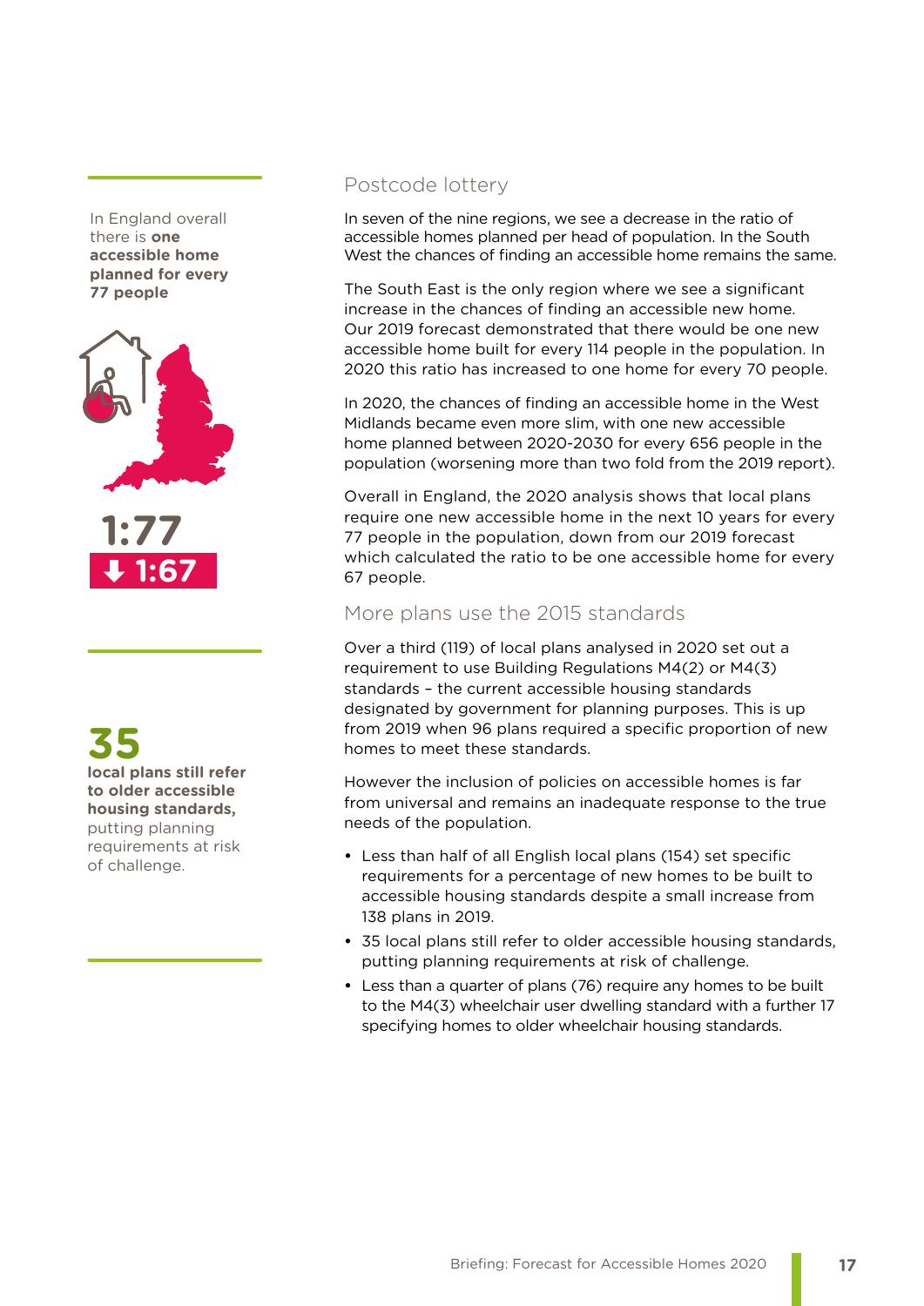In England overall there is **one accessible home planned for every 77 people**

**1:77**

**↓ 1:67**

**35**

**local plans still refer to older accessible housing standards,** putting planning requirements at risk of challenge.

## Postcode lottery

In seven of the nine regions, we see a decrease in the ratio of accessible homes planned per head of population. In the South West the chances of finding an accessible home remains the same.

The South East is the only region where we see a significant increase in the chances of finding an accessible new home. Our 2019 forecast demonstrated that there would be one new accessible home built for every 114 people in the population. In 2020 this ratio has increased to one home for every 70 people.

In 2020, the chances of finding an accessible home in the West Midlands became even more slim, with one new accessible home planned between 2020-2030 for every 656 people in the population (worsening more than two fold from the 2019 report).

Overall in England, the 2020 analysis shows that local plans require one new accessible home in the next 10 years for every 77 people in the population, down from our 2019 forecast which calculated the ratio to be one accessible home for every 67 people.

## More plans use the 2015 standards

Over a third (119) of local plans analysed in 2020 set out a requirement to use Building Regulations M4(2) or M4(3) standards – the current accessible housing standards designated by government for planning purposes. This is up from 2019 when 96 plans required a specific proportion of new homes to meet these standards.

However the inclusion of policies on accessible homes is far from universal and remains an inadequate response to the true needs of the population.

- Less than half of all English local plans (154) set specific requirements for a percentage of new homes to be built to accessible housing standards despite a small increase from 138 plans in 2019.
- 35 local plans still refer to older accessible housing standards, putting planning requirements at risk of challenge.
- Less than a quarter of plans (76) require any homes to be built to the M4(3) wheelchair user dwelling standard with a further 17 specifying homes to older wheelchair housing standards.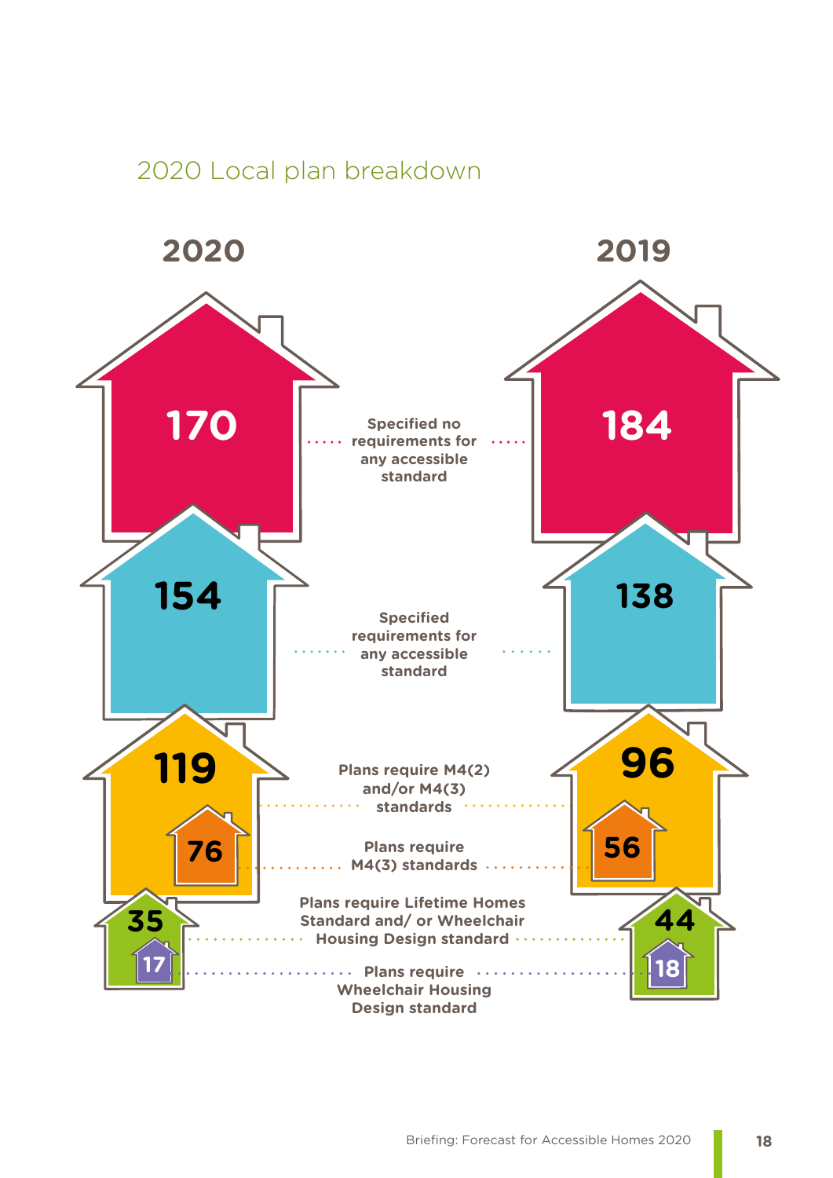## 2020 Local plan breakdown

| | 2020 | 2019 |
|---|---|---|
| Specified no requirements for any accessible standard | 170 | 184 |
| Specified requirements for any accessible standard | 154 | 138 |
| Plans require M4(2) and/or M4(3) standards | 119 | 96 |
| Plans require M4(3) standards | 76 | 56 |
| Plans require Lifetime Homes Standard and/ or Wheelchair Housing Design standard | 35 | 44 |
| Plans require Wheelchair Housing Design standard | 17 | 18 |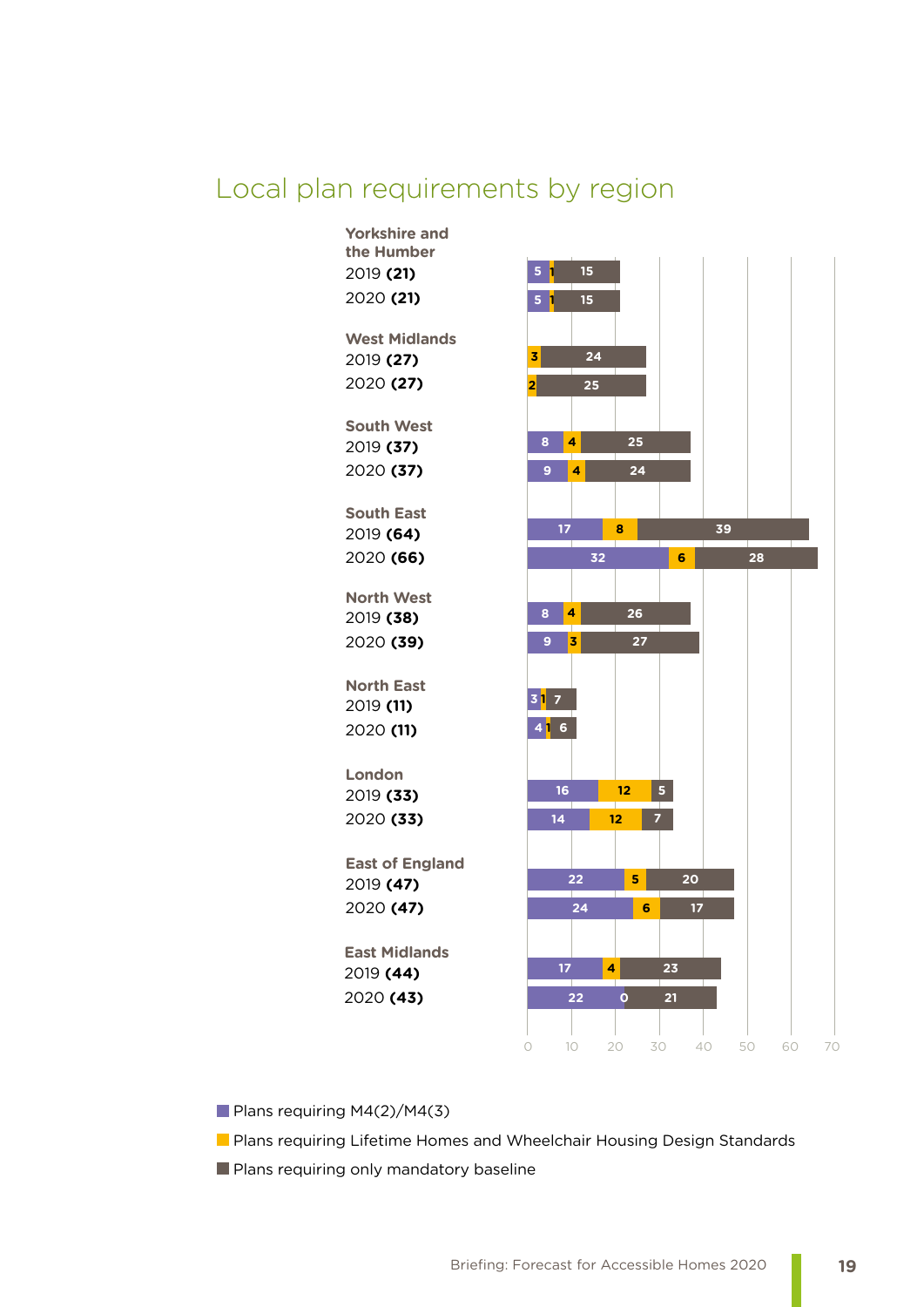## Local plan requirements by region

| Region | Year (total) | Plans requiring M4(2)/M4(3) | Plans requiring Lifetime Homes and Wheelchair Housing Design Standards | Plans requiring only mandatory baseline |
|---|---|---|---|---|
| Yorkshire and the Humber | 2019 **(21)** | 5 | 1 | 15 |
| | 2020 **(21)** | 5 | 1 | 15 |
| West Midlands | 2019 **(27)** | | 3 | 24 |
| | 2020 **(27)** | | 2 | 25 |
| South West | 2019 **(37)** | 8 | 4 | 25 |
| | 2020 **(37)** | 9 | 4 | 24 |
| South East | 2019 **(64)** | 17 | 8 | 39 |
| | 2020 **(66)** | 32 | 6 | 28 |
| North West | 2019 **(38)** | 8 | 4 | 26 |
| | 2020 **(39)** | 9 | 3 | 27 |
| North East | 2019 **(11)** | 3 | 1 | 7 |
| | 2020 **(11)** | 4 | 1 | 6 |
| London | 2019 **(33)** | 16 | 12 | 5 |
| | 2020 **(33)** | 14 | 12 | 7 |
| East of England | 2019 **(47)** | 22 | 5 | 20 |
| | 2020 **(47)** | 24 | 6 | 17 |
| East Midlands | 2019 **(44)** | 17 | 4 | 23 |
| | 2020 **(43)** | 22 | 0 | 21 |

Axis: 0, 10, 20, 30, 40, 50, 60, 70

- Plans requiring M4(2)/M4(3)
- Plans requiring Lifetime Homes and Wheelchair Housing Design Standards
- Plans requiring only mandatory baseline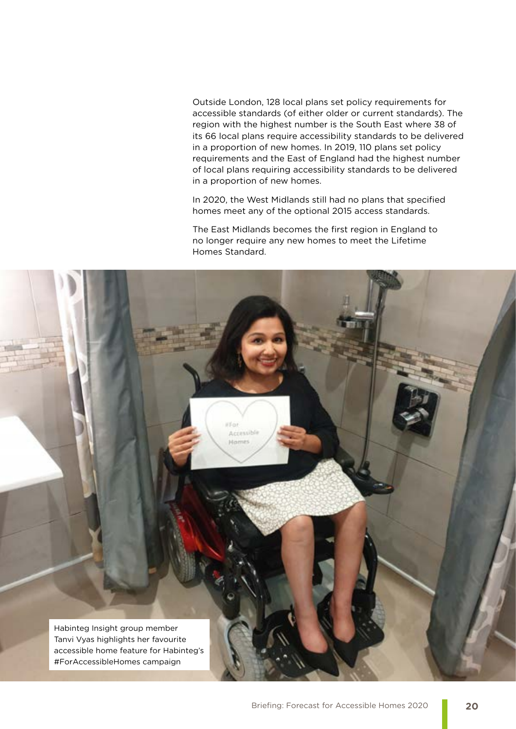Outside London, 128 local plans set policy requirements for accessible standards (of either older or current standards). The region with the highest number is the South East where 38 of its 66 local plans require accessibility standards to be delivered in a proportion of new homes. In 2019, 110 plans set policy requirements and the East of England had the highest number of local plans requiring accessibility standards to be delivered in a proportion of new homes.

In 2020, the West Midlands still had no plans that specified homes meet any of the optional 2015 access standards.

The East Midlands becomes the first region in England to no longer require any new homes to meet the Lifetime Homes Standard.

Habinteg Insight group member Tanvi Vyas highlights her favourite accessible home feature for Habinteg's #ForAccessibleHomes campaign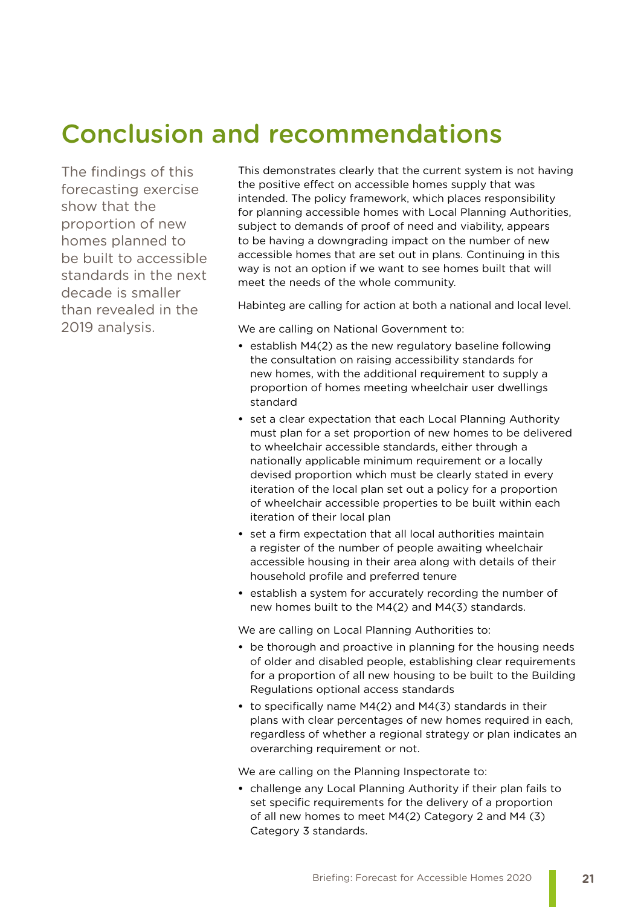# Conclusion and recommendations

The findings of this forecasting exercise show that the proportion of new homes planned to be built to accessible standards in the next decade is smaller than revealed in the 2019 analysis.

This demonstrates clearly that the current system is not having the positive effect on accessible homes supply that was intended. The policy framework, which places responsibility for planning accessible homes with Local Planning Authorities, subject to demands of proof of need and viability, appears to be having a downgrading impact on the number of new accessible homes that are set out in plans. Continuing in this way is not an option if we want to see homes built that will meet the needs of the whole community.

Habinteg are calling for action at both a national and local level.

We are calling on National Government to:

- establish M4(2) as the new regulatory baseline following the consultation on raising accessibility standards for new homes, with the additional requirement to supply a proportion of homes meeting wheelchair user dwellings standard
- set a clear expectation that each Local Planning Authority must plan for a set proportion of new homes to be delivered to wheelchair accessible standards, either through a nationally applicable minimum requirement or a locally devised proportion which must be clearly stated in every iteration of the local plan set out a policy for a proportion of wheelchair accessible properties to be built within each iteration of their local plan
- set a firm expectation that all local authorities maintain a register of the number of people awaiting wheelchair accessible housing in their area along with details of their household profile and preferred tenure
- establish a system for accurately recording the number of new homes built to the M4(2) and M4(3) standards.

We are calling on Local Planning Authorities to:

- be thorough and proactive in planning for the housing needs of older and disabled people, establishing clear requirements for a proportion of all new housing to be built to the Building Regulations optional access standards
- to specifically name M4(2) and M4(3) standards in their plans with clear percentages of new homes required in each, regardless of whether a regional strategy or plan indicates an overarching requirement or not.

We are calling on the Planning Inspectorate to:

- challenge any Local Planning Authority if their plan fails to set specific requirements for the delivery of a proportion of all new homes to meet M4(2) Category 2 and M4 (3) Category 3 standards.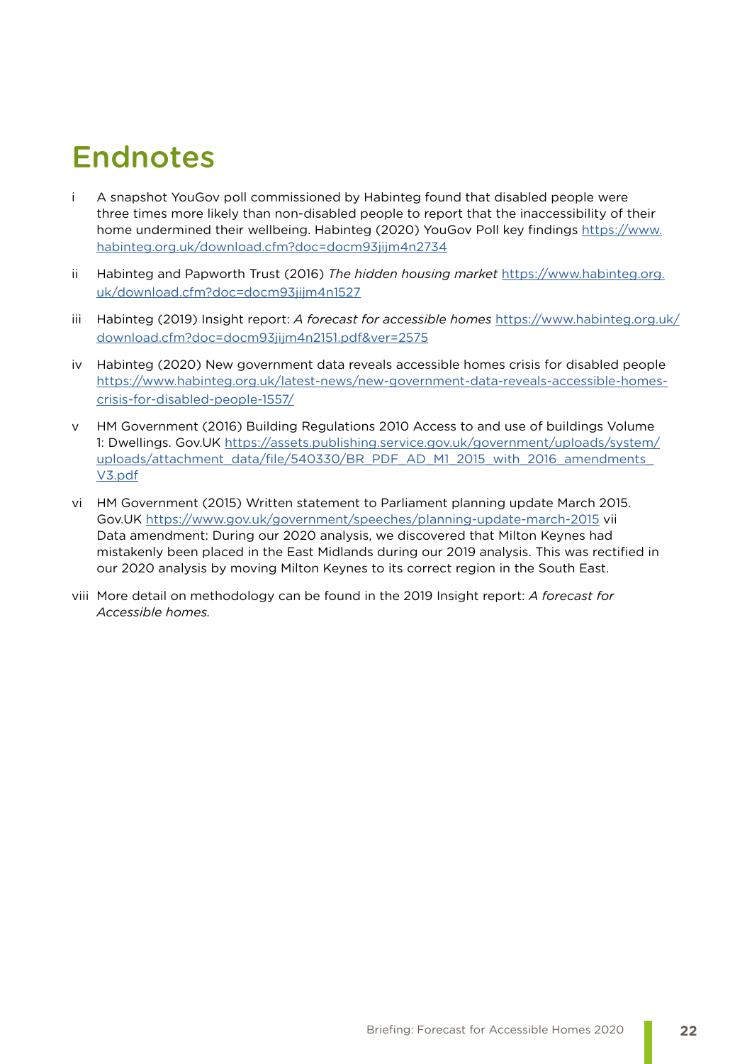# Endnotes

i A snapshot YouGov poll commissioned by Habinteg found that disabled people were three times more likely than non-disabled people to report that the inaccessibility of their home undermined their wellbeing. Habinteg (2020) YouGov Poll key findings https://www.habinteg.org.uk/download.cfm?doc=docm93jijm4n2734

ii Habinteg and Papworth Trust (2016) *The hidden housing market* https://www.habinteg.org.uk/download.cfm?doc=docm93jijm4n1527

iii Habinteg (2019) Insight report: *A forecast for accessible homes* https://www.habinteg.org.uk/download.cfm?doc=docm93jijm4n2151.pdf&ver=2575

iv Habinteg (2020) New government data reveals accessible homes crisis for disabled people https://www.habinteg.org.uk/latest-news/new-government-data-reveals-accessible-homes-crisis-for-disabled-people-1557/

v HM Government (2016) Building Regulations 2010 Access to and use of buildings Volume 1: Dwellings. Gov.UK https://assets.publishing.service.gov.uk/government/uploads/system/uploads/attachment_data/file/540330/BR_PDF_AD_M1_2015_with_2016_amendments_V3.pdf

vi HM Government (2015) Written statement to Parliament planning update March 2015. Gov.UK https://www.gov.uk/government/speeches/planning-update-march-2015 vii Data amendment: During our 2020 analysis, we discovered that Milton Keynes had mistakenly been placed in the East Midlands during our 2019 analysis. This was rectified in our 2020 analysis by moving Milton Keynes to its correct region in the South East.

viii More detail on methodology can be found in the 2019 Insight report: *A forecast for Accessible homes.*